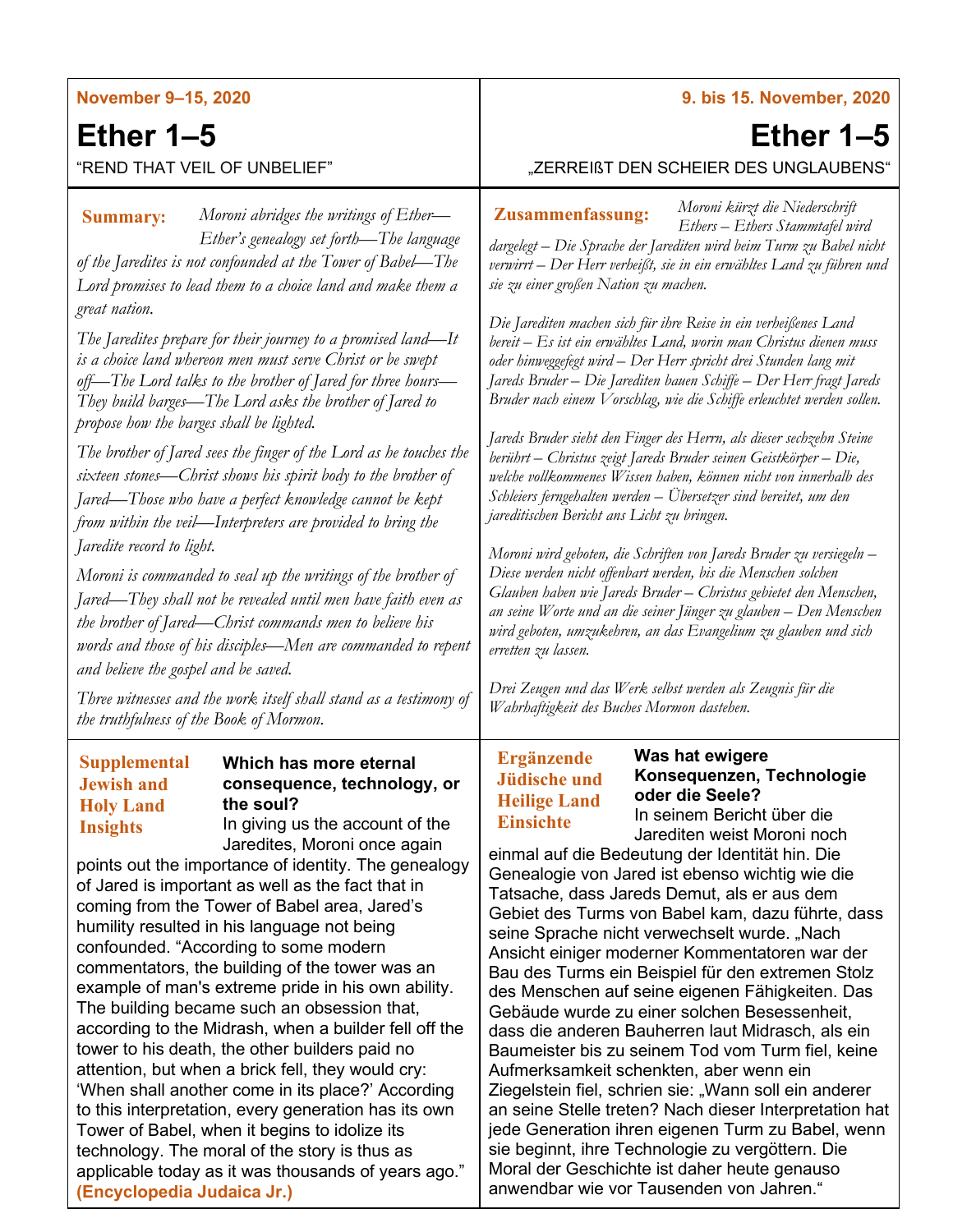**November 9–15, 2020**

# Ether 1–5

"REND THAT VEIL OF UNBELIEF"

**Summary:** *Moroni abridges the writings of Ether—Ether's genealogy set forth—The language of the Jaredites is not confounded at the Tower of Babel—The Lord promises to lead them to a choice land and make them a great nation.*

*The Jaredites prepare for their journey to a promised land—It is a choice land whereon men must serve Christ or be swept off—The Lord talks to the brother of Jared for three hours—They build barges—The Lord asks the brother of Jared to propose how the barges shall be lighted.*

*The brother of Jared sees the finger of the Lord as he touches the sixteen stones—Christ shows his spirit body to the brother of Jared—Those who have a perfect knowledge cannot be kept from within the veil—Interpreters are provided to bring the Jaredite record to light.*

*Moroni is commanded to seal up the writings of the brother of Jared—They shall not be revealed until men have faith even as the brother of Jared—Christ commands men to believe his words and those of his disciples—Men are commanded to repent and believe the gospel and be saved.*

*Three witnesses and the work itself shall stand as a testimony of the truthfulness of the Book of Mormon.*

**Supplemental Jewish and Holy Land Insights**

**Which has more eternal consequence, technology, or the soul?**

In giving us the account of the Jaredites, Moroni once again points out the importance of identity. The genealogy of Jared is important as well as the fact that in coming from the Tower of Babel area, Jared's humility resulted in his language not being confounded. "According to some modern commentators, the building of the tower was an example of man's extreme pride in his own ability. The building became such an obsession that, according to the Midrash, when a builder fell off the tower to his death, the other builders paid no attention, but when a brick fell, they would cry: 'When shall another come in its place?' According to this interpretation, every generation has its own Tower of Babel, when it begins to idolize its technology. The moral of the story is thus as applicable today as it was thousands of years ago." **(Encyclopedia Judaica Jr.)**

---

**9. bis 15. November, 2020**

# Ether 1–5

„ZERREIßT DEN SCHEIER DES UNGLAUBENS"

**Zusammenfassung:** *Moroni kürzt die Niederschrift Ethers – Ethers Stammtafel wird dargelegt – Die Sprache der Jarediten wird beim Turm zu Babel nicht verwirrt – Der Herr verheißt, sie in ein erwähltes Land zu führen und sie zu einer großen Nation zu machen.*

*Die Jarediten machen sich für ihre Reise in ein verheißenes Land bereit – Es ist ein erwähltes Land, worin man Christus dienen muss oder hinweggefegt wird – Der Herr spricht drei Stunden lang mit Jareds Bruder – Die Jarediten bauen Schiffe – Der Herr fragt Jareds Bruder nach einem Vorschlag, wie die Schiffe erleuchtet werden sollen.*

*Jareds Bruder sieht den Finger des Herrn, als dieser sechzehn Steine berührt – Christus zeigt Jareds Bruder seinen Geistkörper – Die, welche vollkommenes Wissen haben, können nicht von innerhalb des Schleiers ferngehalten werden – Übersetzer sind bereitet, um den jareditischen Bericht ans Licht zu bringen.*

*Moroni wird geboten, die Schriften von Jareds Bruder zu versiegeln – Diese werden nicht offenbart werden, bis die Menschen solchen Glauben haben wie Jareds Bruder – Christus gebietet den Menschen, an seine Worte und an die seiner Jünger zu glauben – Den Menschen wird geboten, umzukehren, an das Evangelium zu glauben und sich erretten zu lassen.*

*Drei Zeugen und das Werk selbst werden als Zeugnis für die Wahrhaftigkeit des Buches Mormon dastehen.*

**Ergänzende Jüdische und Heilige Land Einsichte**

**Was hat ewigere Konsequenzen, Technologie oder die Seele?**

In seinem Bericht über die Jarediten weist Moroni noch einmal auf die Bedeutung der Identität hin. Die Genealogie von Jared ist ebenso wichtig wie die Tatsache, dass Jareds Demut, als er aus dem Gebiet des Turms von Babel kam, dazu führte, dass seine Sprache nicht verwechselt wurde. „Nach Ansicht einiger moderner Kommentatoren war der Bau des Turms ein Beispiel für den extremen Stolz des Menschen auf seine eigenen Fähigkeiten. Das Gebäude wurde zu einer solchen Besessenheit, dass die anderen Bauherren laut Midrasch, als ein Baumeister bis zu seinem Tod vom Turm fiel, keine Aufmerksamkeit schenkten, aber wenn ein Ziegelstein fiel, schrien sie: „Wann soll ein anderer an seine Stelle treten? Nach dieser Interpretation hat jede Generation ihren eigenen Turm zu Babel, wenn sie beginnt, ihre Technologie zu vergöttern. Die Moral der Geschichte ist daher heute genauso anwendbar wie vor Tausenden von Jahren."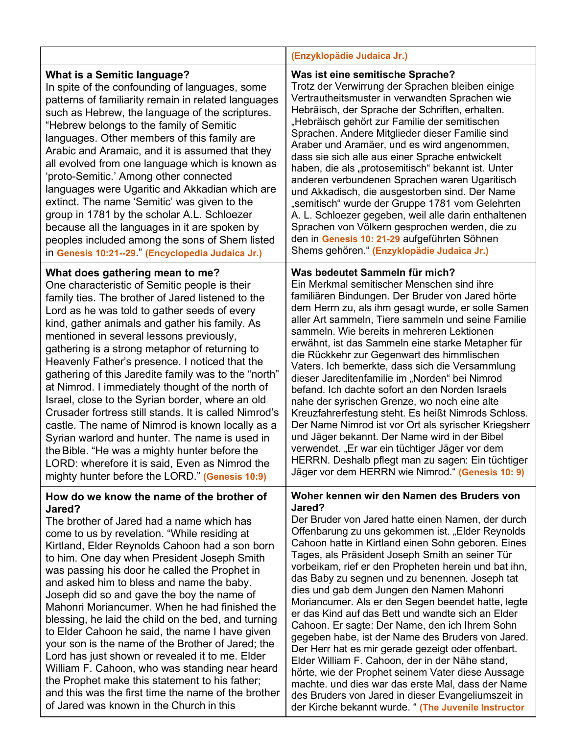| | (Enzyklopädie Judaica Jr.) |
|---|---|
| **What is a Semitic language?** In spite of the confounding of languages, some patterns of familiarity remain in related languages such as Hebrew, the language of the scriptures. "Hebrew belongs to the family of Semitic languages. Other members of this family are Arabic and Aramaic, and it is assumed that they all evolved from one language which is known as 'proto-Semitic.' Among other connected languages were Ugaritic and Akkadian which are extinct. The name 'Semitic' was given to the group in 1781 by the scholar A.L. Schloezer because all the languages in it are spoken by peoples included among the sons of Shem listed in **Genesis 10:21--29**." **(Encyclopedia Judaica Jr.)** | **Was ist eine semitische Sprache?** Trotz der Verwirrung der Sprachen bleiben einige Vertrautheitsmuster in verwandten Sprachen wie Hebräisch, der Sprache der Schriften, erhalten. „Hebräisch gehört zur Familie der semitischen Sprachen. Andere Mitglieder dieser Familie sind Araber und Aramäer, und es wird angenommen, dass sie sich alle aus einer Sprache entwickelt haben, die als „protosemitisch" bekannt ist. Unter anderen verbundenen Sprachen waren Ugaritisch und Akkadisch, die ausgestorben sind. Der Name „semitisch" wurde der Gruppe 1781 vom Gelehrten A. L. Schloezer gegeben, weil alle darin enthaltenen Sprachen von Völkern gesprochen werden, die zu den in **Genesis 10: 21-29** aufgeführten Söhnen Shems gehören." **(Enzyklopädie Judaica Jr.)** |
| **What does gathering mean to me?** One characteristic of Semitic people is their family ties. The brother of Jared listened to the Lord as he was told to gather seeds of every kind, gather animals and gather his family. As mentioned in several lessons previously, gathering is a strong metaphor of returning to Heavenly Father's presence. I noticed that the gathering of this Jaredite family was to the "north" at Nimrod. I immediately thought of the north of Israel, close to the Syrian border, where an old Crusader fortress still stands. It is called Nimrod's castle. The name of Nimrod is known locally as a Syrian warlord and hunter. The name is used in the Bible. "He was a mighty hunter before the LORD: wherefore it is said, Even as Nimrod the mighty hunter before the LORD." **(Genesis 10:9)** | **Was bedeutet Sammeln für mich?** Ein Merkmal semitischer Menschen sind ihre familiären Bindungen. Der Bruder von Jared hörte dem Herrn zu, als ihm gesagt wurde, er solle Samen aller Art sammeln, Tiere sammeln und seine Familie sammeln. Wie bereits in mehreren Lektionen erwähnt, ist das Sammeln eine starke Metapher für die Rückkehr zur Gegenwart des himmlischen Vaters. Ich bemerkte, dass sich die Versammlung dieser Jareditenfamilie im „Norden" bei Nimrod befand. Ich dachte sofort an den Norden Israels nahe der syrischen Grenze, wo noch eine alte Kreuzfahrerfestung steht. Es heißt Nimrods Schloss. Der Name Nimrod ist vor Ort als syrischer Kriegsherr und Jäger bekannt. Der Name wird in der Bibel verwendet. „Er war ein tüchtiger Jäger vor dem HERRN. Deshalb pflegt man zu sagen: Ein tüchtiger Jäger vor dem HERRN wie Nimrod." **(Genesis 10: 9)** |
| **How do we know the name of the brother of Jared?** The brother of Jared had a name which has come to us by revelation. "While residing at Kirtland, Elder Reynolds Cahoon had a son born to him. One day when President Joseph Smith was passing his door he called the Prophet in and asked him to bless and name the baby. Joseph did so and gave the boy the name of Mahonri Moriancumer. When he had finished the blessing, he laid the child on the bed, and turning to Elder Cahoon he said, the name I have given your son is the name of the Brother of Jared; the Lord has just shown or revealed it to me. Elder William F. Cahoon, who was standing near heard the Prophet make this statement to his father; and this was the first time the name of the brother of Jared was known in the Church in this | **Woher kennen wir den Namen des Bruders von Jared?** Der Bruder von Jared hatte einen Namen, der durch Offenbarung zu uns gekommen ist. „Elder Reynolds Cahoon hatte in Kirtland einen Sohn geboren. Eines Tages, als Präsident Joseph Smith an seiner Tür vorbeikam, rief er den Propheten herein und bat ihn, das Baby zu segnen und zu benennen. Joseph tat dies und gab dem Jungen den Namen Mahonri Moriancumer. Als er den Segen beendet hatte, legte er das Kind auf das Bett und wandte sich an Elder Cahoon. Er sagte: Der Name, den ich Ihrem Sohn gegeben habe, ist der Name des Bruders von Jared. Der Herr hat es mir gerade gezeigt oder offenbart. Elder William F. Cahoon, der in der Nähe stand, hörte, wie der Prophet seinem Vater diese Aussage machte. und dies war das erste Mal, dass der Name des Bruders von Jared in dieser Evangeliumszeit in der Kirche bekannt wurde. " **(The Juvenile Instructor** |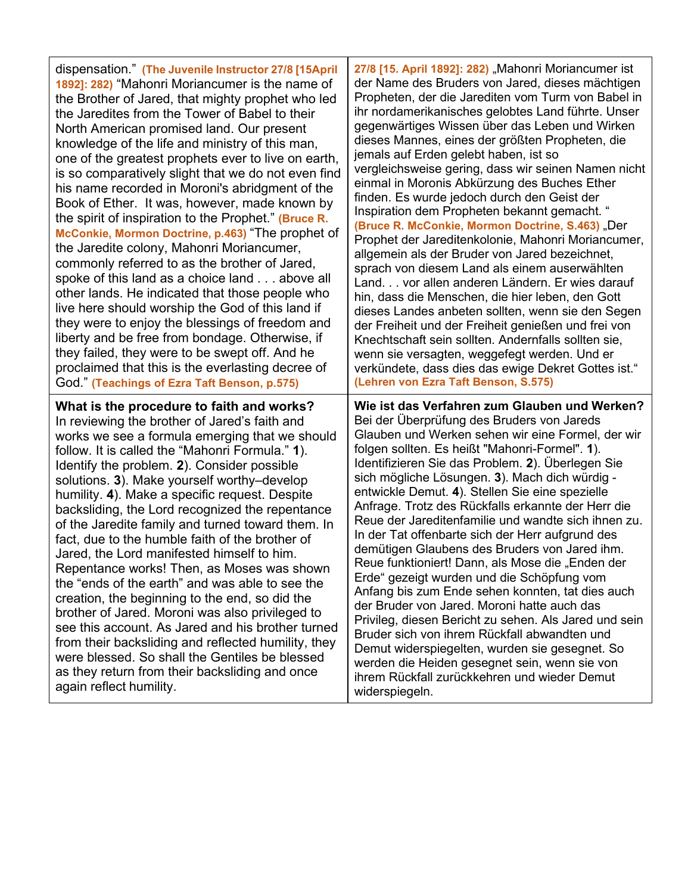| | |
|---|---|
| dispensation." **(The Juvenile Instructor 27/8 [15April 1892]: 282)** "Mahonri Moriancumer is the name of the Brother of Jared, that mighty prophet who led the Jaredites from the Tower of Babel to their North American promised land. Our present knowledge of the life and ministry of this man, one of the greatest prophets ever to live on earth, is so comparatively slight that we do not even find his name recorded in Moroni's abridgment of the Book of Ether. It was, however, made known by the spirit of inspiration to the Prophet." **(Bruce R. McConkie, Mormon Doctrine, p.463)** "The prophet of the Jaredite colony, Mahonri Moriancumer, commonly referred to as the brother of Jared, spoke of this land as a choice land . . . above all other lands. He indicated that those people who live here should worship the God of this land if they were to enjoy the blessings of freedom and liberty and be free from bondage. Otherwise, if they failed, they were to be swept off. And he proclaimed that this is the everlasting decree of God." **(Teachings of Ezra Taft Benson, p.575)** | **27/8 [15. April 1892]: 282)** „Mahonri Moriancumer ist der Name des Bruders von Jared, dieses mächtigen Propheten, der die Jarediten vom Turm von Babel in ihr nordamerikanisches gelobtes Land führte. Unser gegenwärtiges Wissen über das Leben und Wirken dieses Mannes, eines der größten Propheten, die jemals auf Erden gelebt haben, ist so vergleichsweise gering, dass wir seinen Namen nicht einmal in Moronis Abkürzung des Buches Ether finden. Es wurde jedoch durch den Geist der Inspiration dem Propheten bekannt gemacht. " **(Bruce R. McConkie, Mormon Doctrine, S.463)** „Der Prophet der Jareditenkolonie, Mahonri Moriancumer, allgemein als der Bruder von Jared bezeichnet, sprach von diesem Land als einem auserwählten Land. . . vor allen anderen Ländern. Er wies darauf hin, dass die Menschen, die hier leben, den Gott dieses Landes anbeten sollten, wenn sie den Segen der Freiheit und der Freiheit genießen und frei von Knechtschaft sein sollten. Andernfalls sollten sie, wenn sie versagten, weggefegt werden. Und er verkündete, dass dies das ewige Dekret Gottes ist." **(Lehren von Ezra Taft Benson, S.575)** |
| **What is the procedure to faith and works?** In reviewing the brother of Jared's faith and works we see a formula emerging that we should follow. It is called the "Mahonri Formula." **1**). Identify the problem. **2**). Consider possible solutions. **3**). Make yourself worthy–develop humility. **4**). Make a specific request. Despite backsliding, the Lord recognized the repentance of the Jaredite family and turned toward them. In fact, due to the humble faith of the brother of Jared, the Lord manifested himself to him. Repentance works! Then, as Moses was shown the "ends of the earth" and was able to see the creation, the beginning to the end, so did the brother of Jared. Moroni was also privileged to see this account. As Jared and his brother turned from their backsliding and reflected humility, they were blessed. So shall the Gentiles be blessed as they return from their backsliding and once again reflect humility. | **Wie ist das Verfahren zum Glauben und Werken?** Bei der Überprüfung des Bruders von Jareds Glauben und Werken sehen wir eine Formel, der wir folgen sollten. Es heißt "Mahonri-Formel". **1**). Identifizieren Sie das Problem. **2**). Überlegen Sie sich mögliche Lösungen. **3**). Mach dich würdig - entwickle Demut. **4**). Stellen Sie eine spezielle Anfrage. Trotz des Rückfalls erkannte der Herr die Reue der Jareditenfamilie und wandte sich ihnen zu. In der Tat offenbarte sich der Herr aufgrund des demütigen Glaubens des Bruders von Jared ihm. Reue funktioniert! Dann, als Mose die „Enden der Erde" gezeigt wurden und die Schöpfung vom Anfang bis zum Ende sehen konnten, tat dies auch der Bruder von Jared. Moroni hatte auch das Privileg, diesen Bericht zu sehen. Als Jared und sein Bruder sich von ihrem Rückfall abwandten und Demut widerspiegelten, wurden sie gesegnet. So werden die Heiden gesegnet sein, wenn sie von ihrem Rückfall zurückkehren und wieder Demut widerspiegeln. |